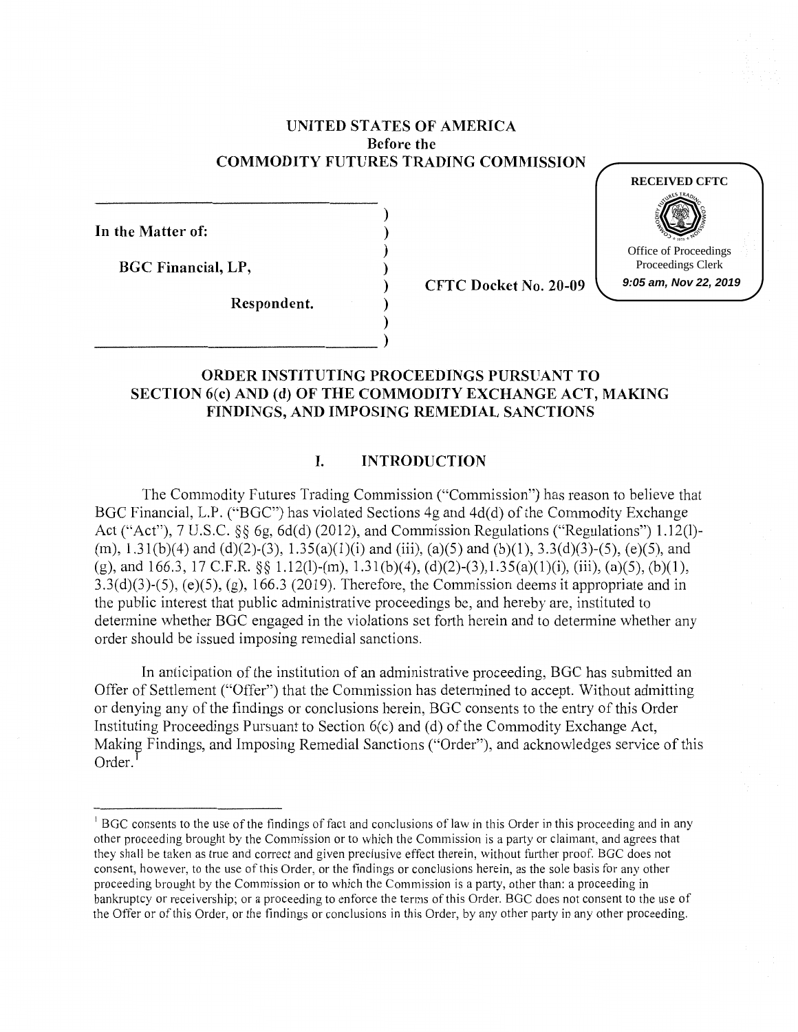**UNITED STATES OF AMERICA**
**Before the**
**COMMODITY FUTURES TRADING COMMISSION**

RECEIVED CFTC

Office of Proceedings
Proceedings Clerk
*9:05 am, Nov 22, 2019*

**In the Matter of:**

**BGC Financial, LP,**

**Respondent.**

**CFTC Docket No. 20-09**

## ORDER INSTITUTING PROCEEDINGS PURSUANT TO SECTION 6(c) AND (d) OF THE COMMODITY EXCHANGE ACT, MAKING FINDINGS, AND IMPOSING REMEDIAL SANCTIONS

### I. INTRODUCTION

The Commodity Futures Trading Commission ("Commission") has reason to believe that BGC Financial, L.P. ("BGC") has violated Sections 4g and 4d(d) of the Commodity Exchange Act ("Act"), 7 U.S.C. §§ 6g, 6d(d) (2012), and Commission Regulations ("Regulations") 1.12(l)-(m), 1.31(b)(4) and (d)(2)-(3), 1.35(a)(1)(i) and (iii), (a)(5) and (b)(1), 3.3(d)(3)-(5), (e)(5), and (g), and 166.3, 17 C.F.R. §§ 1.12(l)-(m), 1.31(b)(4), (d)(2)-(3),1.35(a)(1)(i), (iii), (a)(5), (b)(1), 3.3(d)(3)-(5), (e)(5), (g), 166.3 (2019). Therefore, the Commission deems it appropriate and in the public interest that public administrative proceedings be, and hereby are, instituted to determine whether BGC engaged in the violations set forth herein and to determine whether any order should be issued imposing remedial sanctions.

In anticipation of the institution of an administrative proceeding, BGC has submitted an Offer of Settlement ("Offer") that the Commission has determined to accept. Without admitting or denying any of the findings or conclusions herein, BGC consents to the entry of this Order Instituting Proceedings Pursuant to Section 6(c) and (d) of the Commodity Exchange Act, Making Findings, and Imposing Remedial Sanctions ("Order"), and acknowledges service of this Order.[1]

[1] BGC consents to the use of the findings of fact and conclusions of law in this Order in this proceeding and in any other proceeding brought by the Commission or to which the Commission is a party or claimant, and agrees that they shall be taken as true and correct and given preclusive effect therein, without further proof. BGC does not consent, however, to the use of this Order, or the findings or conclusions herein, as the sole basis for any other proceeding brought by the Commission or to which the Commission is a party, other than: a proceeding in bankruptcy or receivership; or a proceeding to enforce the terms of this Order. BGC does not consent to the use of the Offer or of this Order, or the findings or conclusions in this Order, by any other party in any other proceeding.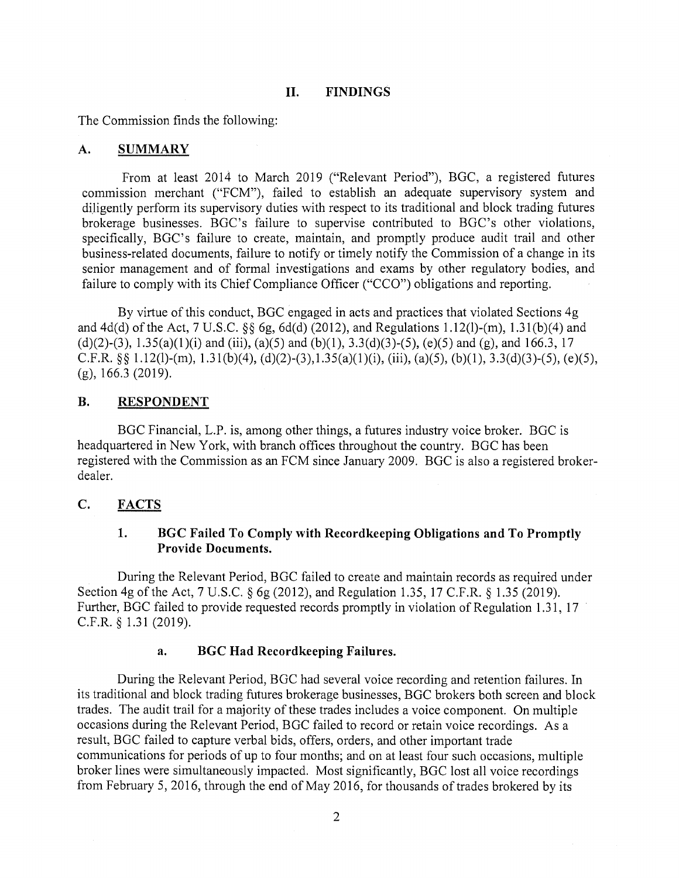## II. FINDINGS

The Commission finds the following:

### A. SUMMARY

From at least 2014 to March 2019 ("Relevant Period"), BGC, a registered futures commission merchant ("FCM"), failed to establish an adequate supervisory system and diligently perform its supervisory duties with respect to its traditional and block trading futures brokerage businesses. BGC's failure to supervise contributed to BGC's other violations, specifically, BGC's failure to create, maintain, and promptly produce audit trail and other business-related documents, failure to notify or timely notify the Commission of a change in its senior management and of formal investigations and exams by other regulatory bodies, and failure to comply with its Chief Compliance Officer ("CCO") obligations and reporting.

By virtue of this conduct, BGC engaged in acts and practices that violated Sections 4g and 4d(d) of the Act, 7 U.S.C. §§ 6g, 6d(d) (2012), and Regulations 1.12(l)-(m), 1.31(b)(4) and (d)(2)-(3), 1.35(a)(1)(i) and (iii), (a)(5) and (b)(1), 3.3(d)(3)-(5), (e)(5) and (g), and 166.3, 17 C.F.R. §§ 1.12(l)-(m), 1.31(b)(4), (d)(2)-(3),1.35(a)(1)(i), (iii), (a)(5), (b)(1), 3.3(d)(3)-(5), (e)(5), (g), 166.3 (2019).

### B. RESPONDENT

BGC Financial, L.P. is, among other things, a futures industry voice broker. BGC is headquartered in New York, with branch offices throughout the country. BGC has been registered with the Commission as an FCM since January 2009. BGC is also a registered broker-dealer.

### C. FACTS

#### 1. BGC Failed To Comply with Recordkeeping Obligations and To Promptly Provide Documents.

During the Relevant Period, BGC failed to create and maintain records as required under Section 4g of the Act, 7 U.S.C. § 6g (2012), and Regulation 1.35, 17 C.F.R. § 1.35 (2019). Further, BGC failed to provide requested records promptly in violation of Regulation 1.31, 17 C.F.R. § 1.31 (2019).

##### a. BGC Had Recordkeeping Failures.

During the Relevant Period, BGC had several voice recording and retention failures. In its traditional and block trading futures brokerage businesses, BGC brokers both screen and block trades. The audit trail for a majority of these trades includes a voice component. On multiple occasions during the Relevant Period, BGC failed to record or retain voice recordings. As a result, BGC failed to capture verbal bids, offers, orders, and other important trade communications for periods of up to four months; and on at least four such occasions, multiple broker lines were simultaneously impacted. Most significantly, BGC lost all voice recordings from February 5, 2016, through the end of May 2016, for thousands of trades brokered by its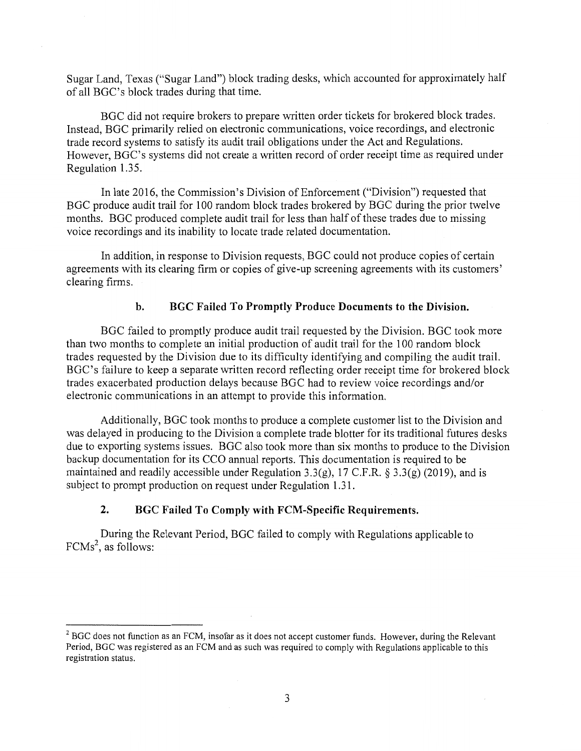Sugar Land, Texas ("Sugar Land") block trading desks, which accounted for approximately half of all BGC's block trades during that time.

BGC did not require brokers to prepare written order tickets for brokered block trades. Instead, BGC primarily relied on electronic communications, voice recordings, and electronic trade record systems to satisfy its audit trail obligations under the Act and Regulations. However, BGC's systems did not create a written record of order receipt time as required under Regulation 1.35.

In late 2016, the Commission's Division of Enforcement ("Division") requested that BGC produce audit trail for 100 random block trades brokered by BGC during the prior twelve months. BGC produced complete audit trail for less than half of these trades due to missing voice recordings and its inability to locate trade related documentation.

In addition, in response to Division requests, BGC could not produce copies of certain agreements with its clearing firm or copies of give-up screening agreements with its customers' clearing firms.

#### b. BGC Failed To Promptly Produce Documents to the Division.

BGC failed to promptly produce audit trail requested by the Division. BGC took more than two months to complete an initial production of audit trail for the 100 random block trades requested by the Division due to its difficulty identifying and compiling the audit trail. BGC's failure to keep a separate written record reflecting order receipt time for brokered block trades exacerbated production delays because BGC had to review voice recordings and/or electronic communications in an attempt to provide this information.

Additionally, BGC took months to produce a complete customer list to the Division and was delayed in producing to the Division a complete trade blotter for its traditional futures desks due to exporting systems issues. BGC also took more than six months to produce to the Division backup documentation for its CCO annual reports. This documentation is required to be maintained and readily accessible under Regulation 3.3(g), 17 C.F.R. § 3.3(g) (2019), and is subject to prompt production on request under Regulation 1.31.

### 2. BGC Failed To Comply with FCM-Specific Requirements.

During the Relevant Period, BGC failed to comply with Regulations applicable to FCMs[2], as follows:

---

[2] BGC does not function as an FCM, insofar as it does not accept customer funds. However, during the Relevant Period, BGC was registered as an FCM and as such was required to comply with Regulations applicable to this registration status.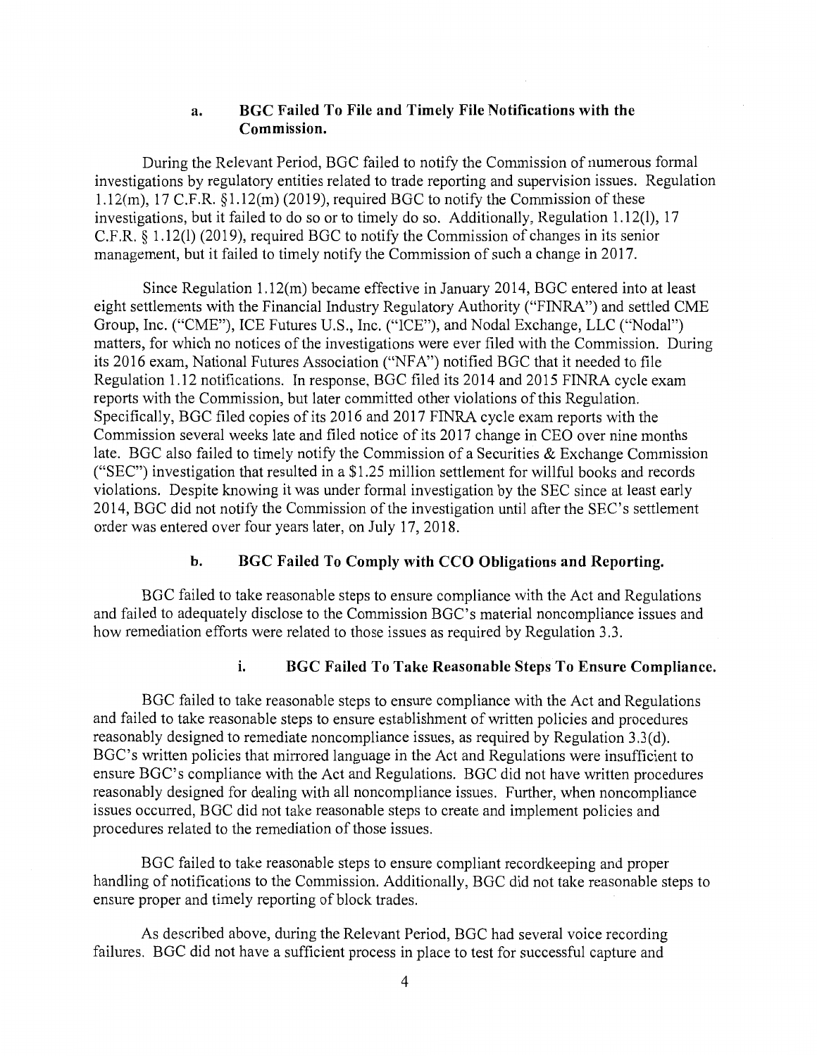### a. BGC Failed To File and Timely File Notifications with the Commission.

During the Relevant Period, BGC failed to notify the Commission of numerous formal investigations by regulatory entities related to trade reporting and supervision issues. Regulation 1.12(m), 17 C.F.R. §1.12(m) (2019), required BGC to notify the Commission of these investigations, but it failed to do so or to timely do so. Additionally, Regulation 1.12(l), 17 C.F.R. § 1.12(l) (2019), required BGC to notify the Commission of changes in its senior management, but it failed to timely notify the Commission of such a change in 2017.

Since Regulation 1.12(m) became effective in January 2014, BGC entered into at least eight settlements with the Financial Industry Regulatory Authority ("FINRA") and settled CME Group, Inc. ("CME"), ICE Futures U.S., Inc. ("ICE"), and Nodal Exchange, LLC ("Nodal") matters, for which no notices of the investigations were ever filed with the Commission. During its 2016 exam, National Futures Association ("NFA") notified BGC that it needed to file Regulation 1.12 notifications. In response, BGC filed its 2014 and 2015 FINRA cycle exam reports with the Commission, but later committed other violations of this Regulation. Specifically, BGC filed copies of its 2016 and 2017 FINRA cycle exam reports with the Commission several weeks late and filed notice of its 2017 change in CEO over nine months late. BGC also failed to timely notify the Commission of a Securities & Exchange Commission ("SEC") investigation that resulted in a $1.25 million settlement for willful books and records violations. Despite knowing it was under formal investigation by the SEC since at least early 2014, BGC did not notify the Commission of the investigation until after the SEC's settlement order was entered over four years later, on July 17, 2018.

### b. BGC Failed To Comply with CCO Obligations and Reporting.

BGC failed to take reasonable steps to ensure compliance with the Act and Regulations and failed to adequately disclose to the Commission BGC's material noncompliance issues and how remediation efforts were related to those issues as required by Regulation 3.3.

#### i. BGC Failed To Take Reasonable Steps To Ensure Compliance.

BGC failed to take reasonable steps to ensure compliance with the Act and Regulations and failed to take reasonable steps to ensure establishment of written policies and procedures reasonably designed to remediate noncompliance issues, as required by Regulation 3.3(d). BGC's written policies that mirrored language in the Act and Regulations were insufficient to ensure BGC's compliance with the Act and Regulations. BGC did not have written procedures reasonably designed for dealing with all noncompliance issues. Further, when noncompliance issues occurred, BGC did not take reasonable steps to create and implement policies and procedures related to the remediation of those issues.

BGC failed to take reasonable steps to ensure compliant recordkeeping and proper handling of notifications to the Commission. Additionally, BGC did not take reasonable steps to ensure proper and timely reporting of block trades.

As described above, during the Relevant Period, BGC had several voice recording failures. BGC did not have a sufficient process in place to test for successful capture and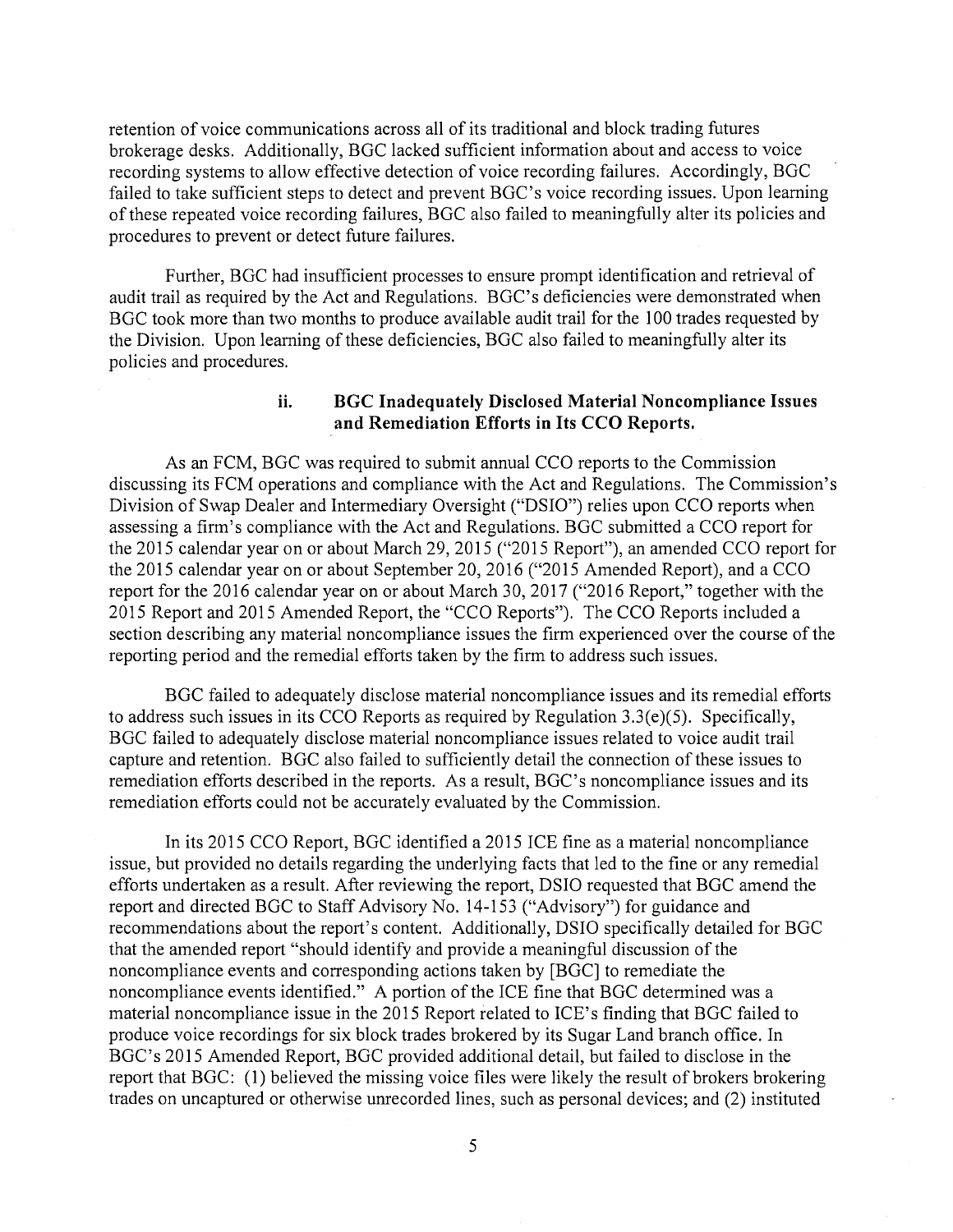retention of voice communications across all of its traditional and block trading futures brokerage desks. Additionally, BGC lacked sufficient information about and access to voice recording systems to allow effective detection of voice recording failures. Accordingly, BGC failed to take sufficient steps to detect and prevent BGC's voice recording issues. Upon learning of these repeated voice recording failures, BGC also failed to meaningfully alter its policies and procedures to prevent or detect future failures.

Further, BGC had insufficient processes to ensure prompt identification and retrieval of audit trail as required by the Act and Regulations. BGC's deficiencies were demonstrated when BGC took more than two months to produce available audit trail for the 100 trades requested by the Division. Upon learning of these deficiencies, BGC also failed to meaningfully alter its policies and procedures.

### ii. BGC Inadequately Disclosed Material Noncompliance Issues and Remediation Efforts in Its CCO Reports.

As an FCM, BGC was required to submit annual CCO reports to the Commission discussing its FCM operations and compliance with the Act and Regulations. The Commission's Division of Swap Dealer and Intermediary Oversight ("DSIO") relies upon CCO reports when assessing a firm's compliance with the Act and Regulations. BGC submitted a CCO report for the 2015 calendar year on or about March 29, 2015 ("2015 Report"), an amended CCO report for the 2015 calendar year on or about September 20, 2016 ("2015 Amended Report), and a CCO report for the 2016 calendar year on or about March 30, 2017 ("2016 Report," together with the 2015 Report and 2015 Amended Report, the "CCO Reports"). The CCO Reports included a section describing any material noncompliance issues the firm experienced over the course of the reporting period and the remedial efforts taken by the firm to address such issues.

BGC failed to adequately disclose material noncompliance issues and its remedial efforts to address such issues in its CCO Reports as required by Regulation 3.3(e)(5). Specifically, BGC failed to adequately disclose material noncompliance issues related to voice audit trail capture and retention. BGC also failed to sufficiently detail the connection of these issues to remediation efforts described in the reports. As a result, BGC's noncompliance issues and its remediation efforts could not be accurately evaluated by the Commission.

In its 2015 CCO Report, BGC identified a 2015 ICE fine as a material noncompliance issue, but provided no details regarding the underlying facts that led to the fine or any remedial efforts undertaken as a result. After reviewing the report, DSIO requested that BGC amend the report and directed BGC to Staff Advisory No. 14-153 ("Advisory") for guidance and recommendations about the report's content. Additionally, DSIO specifically detailed for BGC that the amended report "should identify and provide a meaningful discussion of the noncompliance events and corresponding actions taken by [BGC] to remediate the noncompliance events identified." A portion of the ICE fine that BGC determined was a material noncompliance issue in the 2015 Report related to ICE's finding that BGC failed to produce voice recordings for six block trades brokered by its Sugar Land branch office. In BGC's 2015 Amended Report, BGC provided additional detail, but failed to disclose in the report that BGC: (1) believed the missing voice files were likely the result of brokers brokering trades on uncaptured or otherwise unrecorded lines, such as personal devices; and (2) instituted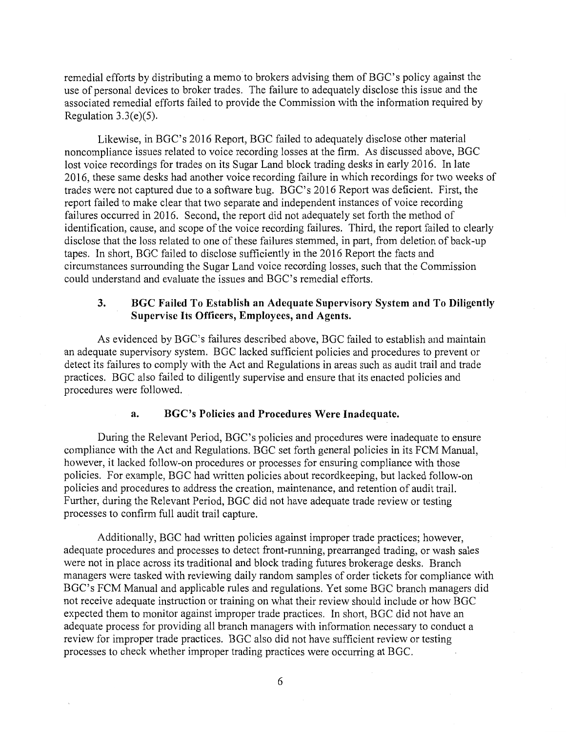remedial efforts by distributing a memo to brokers advising them of BGC's policy against the use of personal devices to broker trades. The failure to adequately disclose this issue and the associated remedial efforts failed to provide the Commission with the information required by Regulation 3.3(e)(5).

Likewise, in BGC's 2016 Report, BGC failed to adequately disclose other material noncompliance issues related to voice recording losses at the firm. As discussed above, BGC lost voice recordings for trades on its Sugar Land block trading desks in early 2016. In late 2016, these same desks had another voice recording failure in which recordings for two weeks of trades were not captured due to a software bug. BGC's 2016 Report was deficient. First, the report failed to make clear that two separate and independent instances of voice recording failures occurred in 2016. Second, the report did not adequately set forth the method of identification, cause, and scope of the voice recording failures. Third, the report failed to clearly disclose that the loss related to one of these failures stemmed, in part, from deletion of back-up tapes. In short, BGC failed to disclose sufficiently in the 2016 Report the facts and circumstances surrounding the Sugar Land voice recording losses, such that the Commission could understand and evaluate the issues and BGC's remedial efforts.

### 3. BGC Failed To Establish an Adequate Supervisory System and To Diligently Supervise Its Officers, Employees, and Agents.

As evidenced by BGC's failures described above, BGC failed to establish and maintain an adequate supervisory system. BGC lacked sufficient policies and procedures to prevent or detect its failures to comply with the Act and Regulations in areas such as audit trail and trade practices. BGC also failed to diligently supervise and ensure that its enacted policies and procedures were followed.

#### a. BGC's Policies and Procedures Were Inadequate.

During the Relevant Period, BGC's policies and procedures were inadequate to ensure compliance with the Act and Regulations. BGC set forth general policies in its FCM Manual, however, it lacked follow-on procedures or processes for ensuring compliance with those policies. For example, BGC had written policies about recordkeeping, but lacked follow-on policies and procedures to address the creation, maintenance, and retention of audit trail. Further, during the Relevant Period, BGC did not have adequate trade review or testing processes to confirm full audit trail capture.

Additionally, BGC had written policies against improper trade practices; however, adequate procedures and processes to detect front-running, prearranged trading, or wash sales were not in place across its traditional and block trading futures brokerage desks. Branch managers were tasked with reviewing daily random samples of order tickets for compliance with BGC's FCM Manual and applicable rules and regulations. Yet some BGC branch managers did not receive adequate instruction or training on what their review should include or how BGC expected them to monitor against improper trade practices. In short, BGC did not have an adequate process for providing all branch managers with information necessary to conduct a review for improper trade practices. BGC also did not have sufficient review or testing processes to check whether improper trading practices were occurring at BGC.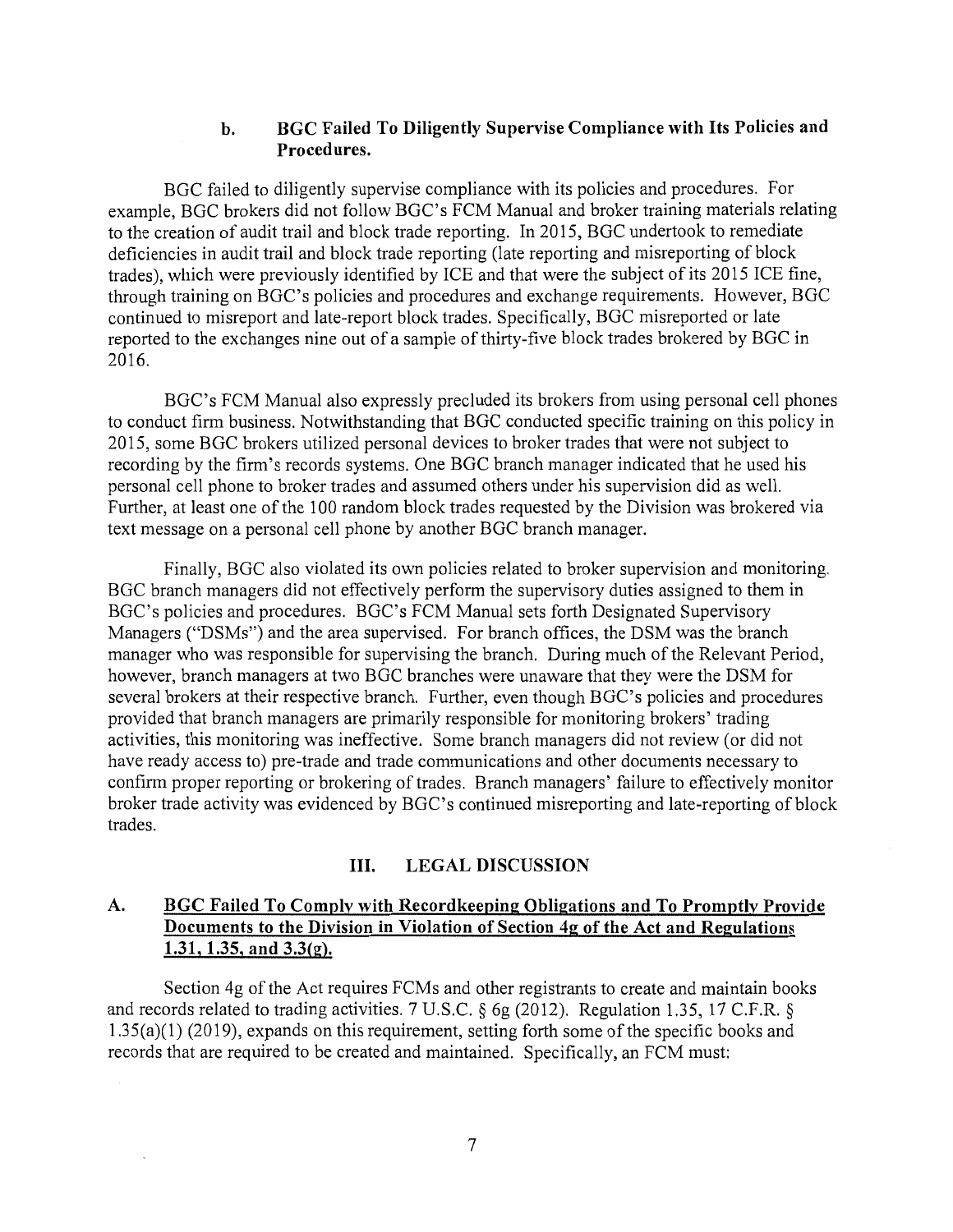### b. BGC Failed To Diligently Supervise Compliance with Its Policies and Procedures.

BGC failed to diligently supervise compliance with its policies and procedures. For example, BGC brokers did not follow BGC's FCM Manual and broker training materials relating to the creation of audit trail and block trade reporting. In 2015, BGC undertook to remediate deficiencies in audit trail and block trade reporting (late reporting and misreporting of block trades), which were previously identified by ICE and that were the subject of its 2015 ICE fine, through training on BGC's policies and procedures and exchange requirements. However, BGC continued to misreport and late-report block trades. Specifically, BGC misreported or late reported to the exchanges nine out of a sample of thirty-five block trades brokered by BGC in 2016.

BGC's FCM Manual also expressly precluded its brokers from using personal cell phones to conduct firm business. Notwithstanding that BGC conducted specific training on this policy in 2015, some BGC brokers utilized personal devices to broker trades that were not subject to recording by the firm's records systems. One BGC branch manager indicated that he used his personal cell phone to broker trades and assumed others under his supervision did as well. Further, at least one of the 100 random block trades requested by the Division was brokered via text message on a personal cell phone by another BGC branch manager.

Finally, BGC also violated its own policies related to broker supervision and monitoring. BGC branch managers did not effectively perform the supervisory duties assigned to them in BGC's policies and procedures. BGC's FCM Manual sets forth Designated Supervisory Managers ("DSMs") and the area supervised. For branch offices, the DSM was the branch manager who was responsible for supervising the branch. During much of the Relevant Period, however, branch managers at two BGC branches were unaware that they were the DSM for several brokers at their respective branch. Further, even though BGC's policies and procedures provided that branch managers are primarily responsible for monitoring brokers' trading activities, this monitoring was ineffective. Some branch managers did not review (or did not have ready access to) pre-trade and trade communications and other documents necessary to confirm proper reporting or brokering of trades. Branch managers' failure to effectively monitor broker trade activity was evidenced by BGC's continued misreporting and late-reporting of block trades.

## III. LEGAL DISCUSSION

### A. BGC Failed To Comply with Recordkeeping Obligations and To Promptly Provide Documents to the Division in Violation of Section 4g of the Act and Regulations 1.31, 1.35, and 3.3(g).

Section 4g of the Act requires FCMs and other registrants to create and maintain books and records related to trading activities. 7 U.S.C. § 6g (2012). Regulation 1.35, 17 C.F.R. § 1.35(a)(1) (2019), expands on this requirement, setting forth some of the specific books and records that are required to be created and maintained. Specifically, an FCM must: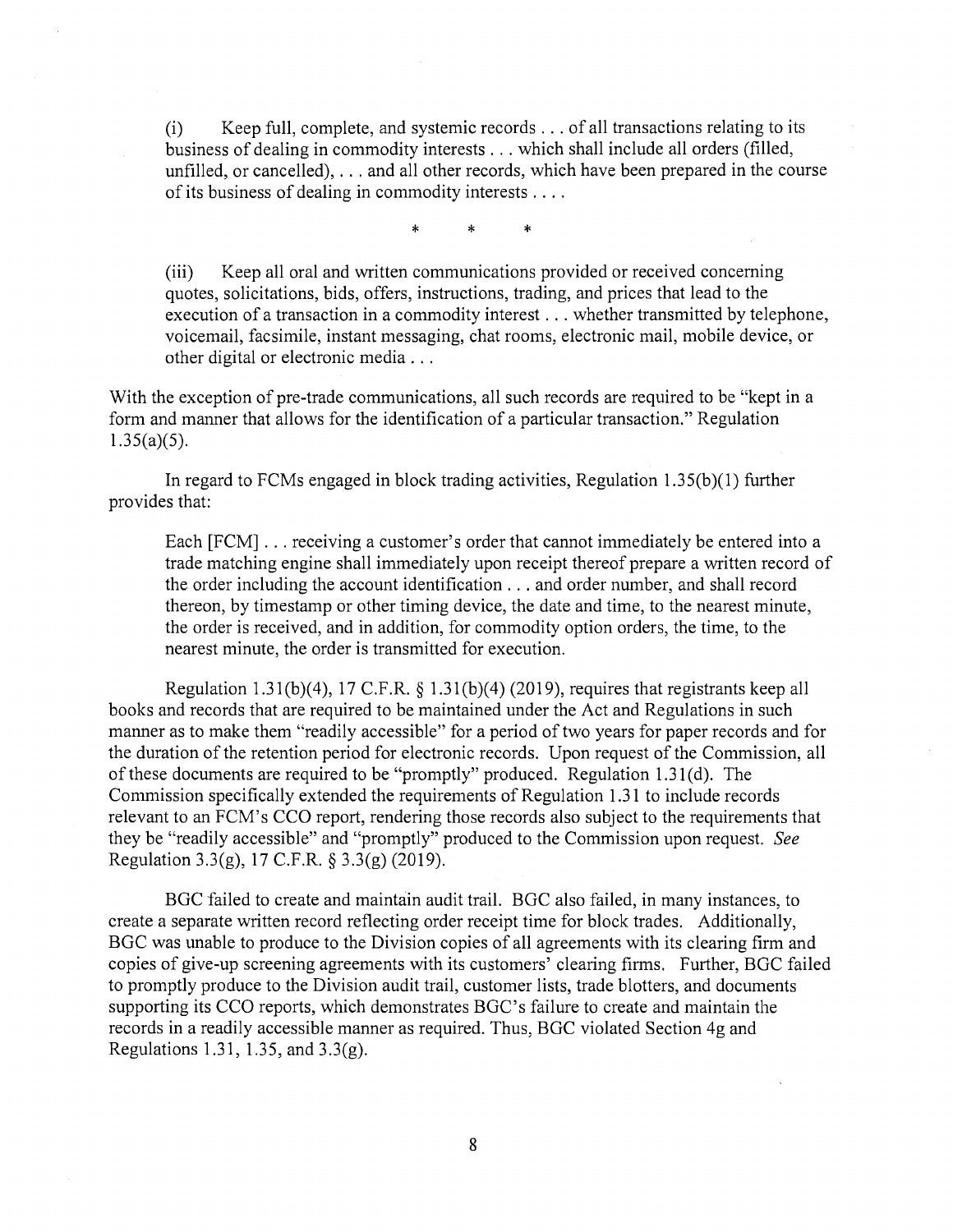> (i) Keep full, complete, and systemic records . . . of all transactions relating to its business of dealing in commodity interests . . . which shall include all orders (filled, unfilled, or cancelled), . . . and all other records, which have been prepared in the course of its business of dealing in commodity interests . . . .
>
> \* \* \*
>
> (iii) Keep all oral and written communications provided or received concerning quotes, solicitations, bids, offers, instructions, trading, and prices that lead to the execution of a transaction in a commodity interest . . . whether transmitted by telephone, voicemail, facsimile, instant messaging, chat rooms, electronic mail, mobile device, or other digital or electronic media . . .

With the exception of pre-trade communications, all such records are required to be "kept in a form and manner that allows for the identification of a particular transaction." Regulation 1.35(a)(5).

In regard to FCMs engaged in block trading activities, Regulation 1.35(b)(1) further provides that:

> Each [FCM] . . . receiving a customer's order that cannot immediately be entered into a trade matching engine shall immediately upon receipt thereof prepare a written record of the order including the account identification . . . and order number, and shall record thereon, by timestamp or other timing device, the date and time, to the nearest minute, the order is received, and in addition, for commodity option orders, the time, to the nearest minute, the order is transmitted for execution.

Regulation 1.31(b)(4), 17 C.F.R. § 1.31(b)(4) (2019), requires that registrants keep all books and records that are required to be maintained under the Act and Regulations in such manner as to make them "readily accessible" for a period of two years for paper records and for the duration of the retention period for electronic records. Upon request of the Commission, all of these documents are required to be "promptly" produced. Regulation 1.31(d). The Commission specifically extended the requirements of Regulation 1.31 to include records relevant to an FCM's CCO report, rendering those records also subject to the requirements that they be "readily accessible" and "promptly" produced to the Commission upon request. *See* Regulation 3.3(g), 17 C.F.R. § 3.3(g) (2019).

BGC failed to create and maintain audit trail. BGC also failed, in many instances, to create a separate written record reflecting order receipt time for block trades. Additionally, BGC was unable to produce to the Division copies of all agreements with its clearing firm and copies of give-up screening agreements with its customers' clearing firms. Further, BGC failed to promptly produce to the Division audit trail, customer lists, trade blotters, and documents supporting its CCO reports, which demonstrates BGC's failure to create and maintain the records in a readily accessible manner as required. Thus, BGC violated Section 4g and Regulations 1.31, 1.35, and 3.3(g).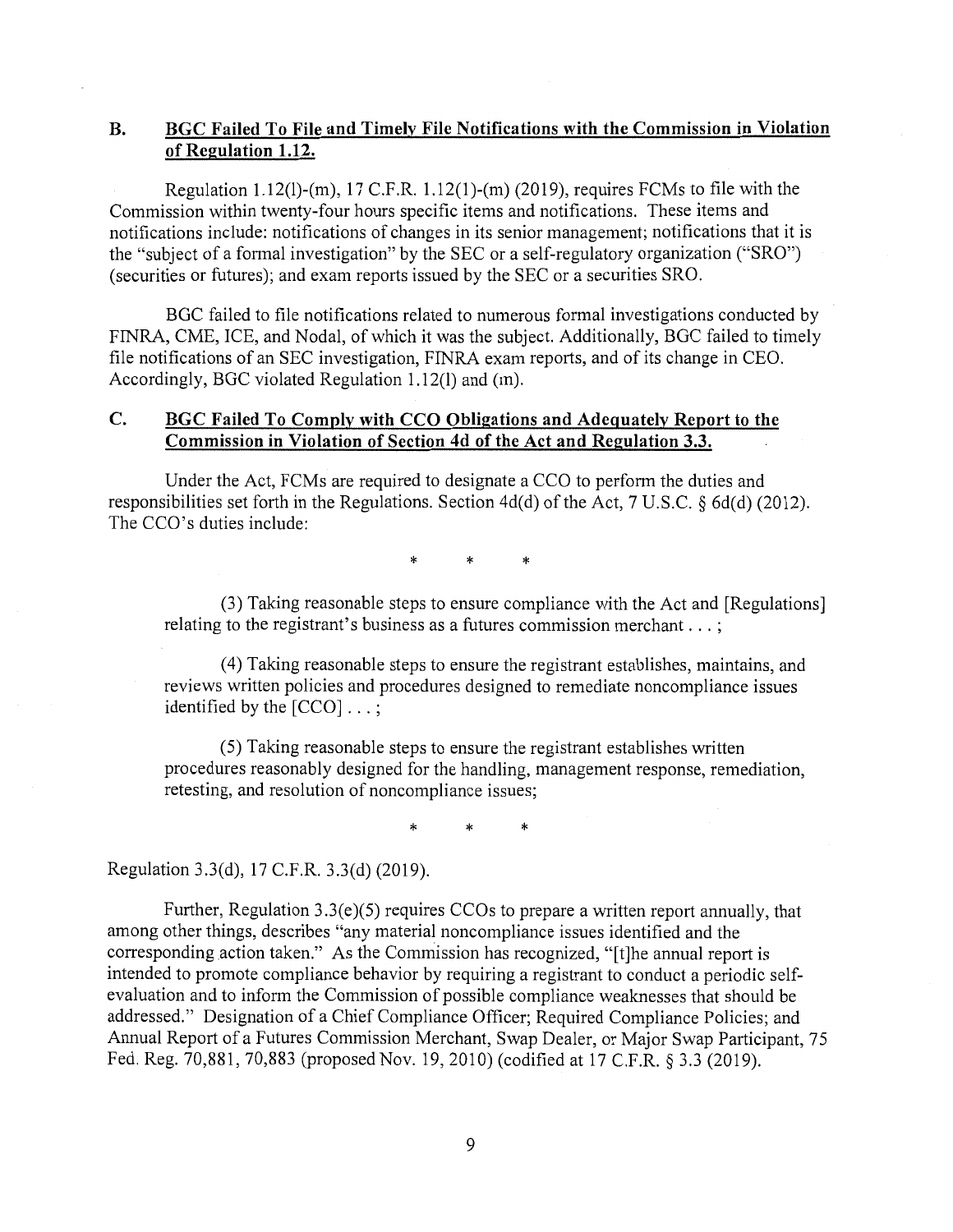### B. **BGC Failed To File and Timely File Notifications with the Commission in Violation of Regulation 1.12.**

Regulation 1.12(l)-(m), 17 C.F.R. 1.12(1)-(m) (2019), requires FCMs to file with the Commission within twenty-four hours specific items and notifications. These items and notifications include: notifications of changes in its senior management; notifications that it is the "subject of a formal investigation" by the SEC or a self-regulatory organization ("SRO") (securities or futures); and exam reports issued by the SEC or a securities SRO.

BGC failed to file notifications related to numerous formal investigations conducted by FINRA, CME, ICE, and Nodal, of which it was the subject. Additionally, BGC failed to timely file notifications of an SEC investigation, FINRA exam reports, and of its change in CEO. Accordingly, BGC violated Regulation 1.12(l) and (m).

### C. **BGC Failed To Comply with CCO Obligations and Adequately Report to the Commission in Violation of Section 4d of the Act and Regulation 3.3.**

Under the Act, FCMs are required to designate a CCO to perform the duties and responsibilities set forth in the Regulations. Section 4d(d) of the Act, 7 U.S.C. § 6d(d) (2012). The CCO's duties include:

\* \* \*

> (3) Taking reasonable steps to ensure compliance with the Act and [Regulations] relating to the registrant's business as a futures commission merchant . . . ;
>
> (4) Taking reasonable steps to ensure the registrant establishes, maintains, and reviews written policies and procedures designed to remediate noncompliance issues identified by the [CCO] . . . ;
>
> (5) Taking reasonable steps to ensure the registrant establishes written procedures reasonably designed for the handling, management response, remediation, retesting, and resolution of noncompliance issues;

\* \* \*

Regulation 3.3(d), 17 C.F.R. 3.3(d) (2019).

Further, Regulation 3.3(e)(5) requires CCOs to prepare a written report annually, that among other things, describes "any material noncompliance issues identified and the corresponding action taken." As the Commission has recognized, "[t]he annual report is intended to promote compliance behavior by requiring a registrant to conduct a periodic self-evaluation and to inform the Commission of possible compliance weaknesses that should be addressed." Designation of a Chief Compliance Officer; Required Compliance Policies; and Annual Report of a Futures Commission Merchant, Swap Dealer, or Major Swap Participant, 75 Fed. Reg. 70,881, 70,883 (proposed Nov. 19, 2010) (codified at 17 C.F.R. § 3.3 (2019).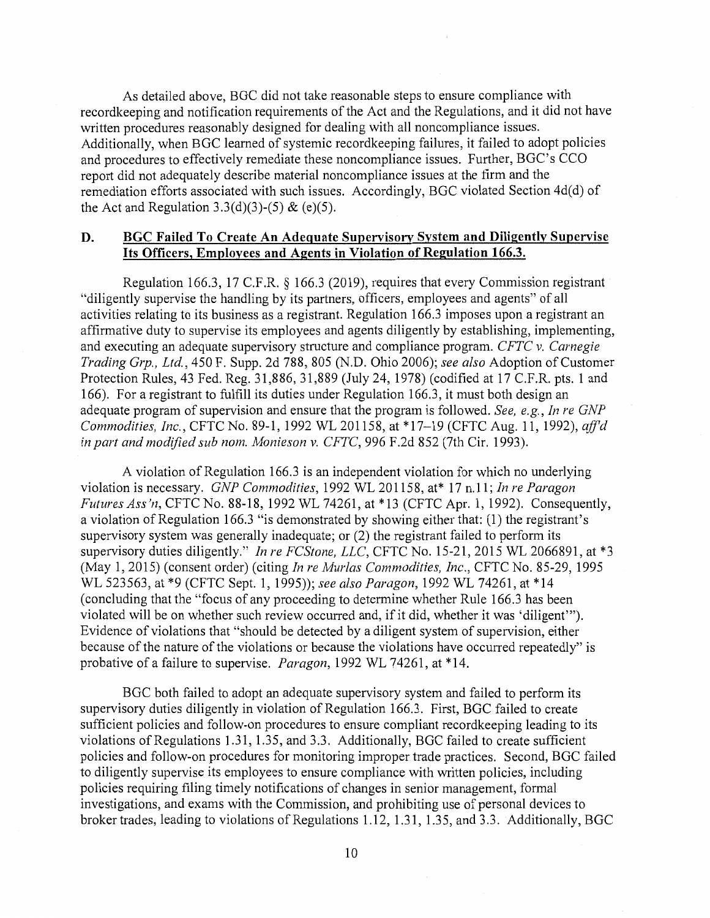As detailed above, BGC did not take reasonable steps to ensure compliance with recordkeeping and notification requirements of the Act and the Regulations, and it did not have written procedures reasonably designed for dealing with all noncompliance issues. Additionally, when BGC learned of systemic recordkeeping failures, it failed to adopt policies and procedures to effectively remediate these noncompliance issues. Further, BGC's CCO report did not adequately describe material noncompliance issues at the firm and the remediation efforts associated with such issues. Accordingly, BGC violated Section 4d(d) of the Act and Regulation 3.3(d)(3)-(5) & (e)(5).

## D. BGC Failed To Create An Adequate Supervisory System and Diligently Supervise Its Officers, Employees and Agents in Violation of Regulation 166.3.

Regulation 166.3, 17 C.F.R. § 166.3 (2019), requires that every Commission registrant "diligently supervise the handling by its partners, officers, employees and agents" of all activities relating to its business as a registrant. Regulation 166.3 imposes upon a registrant an affirmative duty to supervise its employees and agents diligently by establishing, implementing, and executing an adequate supervisory structure and compliance program. *CFTC v. Carnegie Trading Grp., Ltd.*, 450 F. Supp. 2d 788, 805 (N.D. Ohio 2006); *see also* Adoption of Customer Protection Rules, 43 Fed. Reg. 31,886, 31,889 (July 24, 1978) (codified at 17 C.F.R. pts. 1 and 166). For a registrant to fulfill its duties under Regulation 166.3, it must both design an adequate program of supervision and ensure that the program is followed. *See, e.g.*, *In re GNP Commodities, Inc.*, CFTC No. 89-1, 1992 WL 201158, at *17–19 (CFTC Aug. 11, 1992), *aff'd in part and modified sub nom. Monieson v. CFTC*, 996 F.2d 852 (7th Cir. 1993).

A violation of Regulation 166.3 is an independent violation for which no underlying violation is necessary. *GNP Commodities*, 1992 WL 201158, at* 17 n.11; *In re Paragon Futures Ass'n*, CFTC No. 88-18, 1992 WL 74261, at *13 (CFTC Apr. 1, 1992). Consequently, a violation of Regulation 166.3 "is demonstrated by showing either that: (1) the registrant's supervisory system was generally inadequate; or (2) the registrant failed to perform its supervisory duties diligently." *In re FCStone, LLC*, CFTC No. 15-21, 2015 WL 2066891, at *3 (May 1, 2015) (consent order) (citing *In re Murlas Commodities, Inc.*, CFTC No. 85-29, 1995 WL 523563, at *9 (CFTC Sept. 1, 1995)); *see also Paragon*, 1992 WL 74261, at *14 (concluding that the "focus of any proceeding to determine whether Rule 166.3 has been violated will be on whether such review occurred and, if it did, whether it was 'diligent'"). Evidence of violations that "should be detected by a diligent system of supervision, either because of the nature of the violations or because the violations have occurred repeatedly" is probative of a failure to supervise. *Paragon*, 1992 WL 74261, at *14.

BGC both failed to adopt an adequate supervisory system and failed to perform its supervisory duties diligently in violation of Regulation 166.3. First, BGC failed to create sufficient policies and follow-on procedures to ensure compliant recordkeeping leading to its violations of Regulations 1.31, 1.35, and 3.3. Additionally, BGC failed to create sufficient policies and follow-on procedures for monitoring improper trade practices. Second, BGC failed to diligently supervise its employees to ensure compliance with written policies, including policies requiring filing timely notifications of changes in senior management, formal investigations, and exams with the Commission, and prohibiting use of personal devices to broker trades, leading to violations of Regulations 1.12, 1.31, 1.35, and 3.3. Additionally, BGC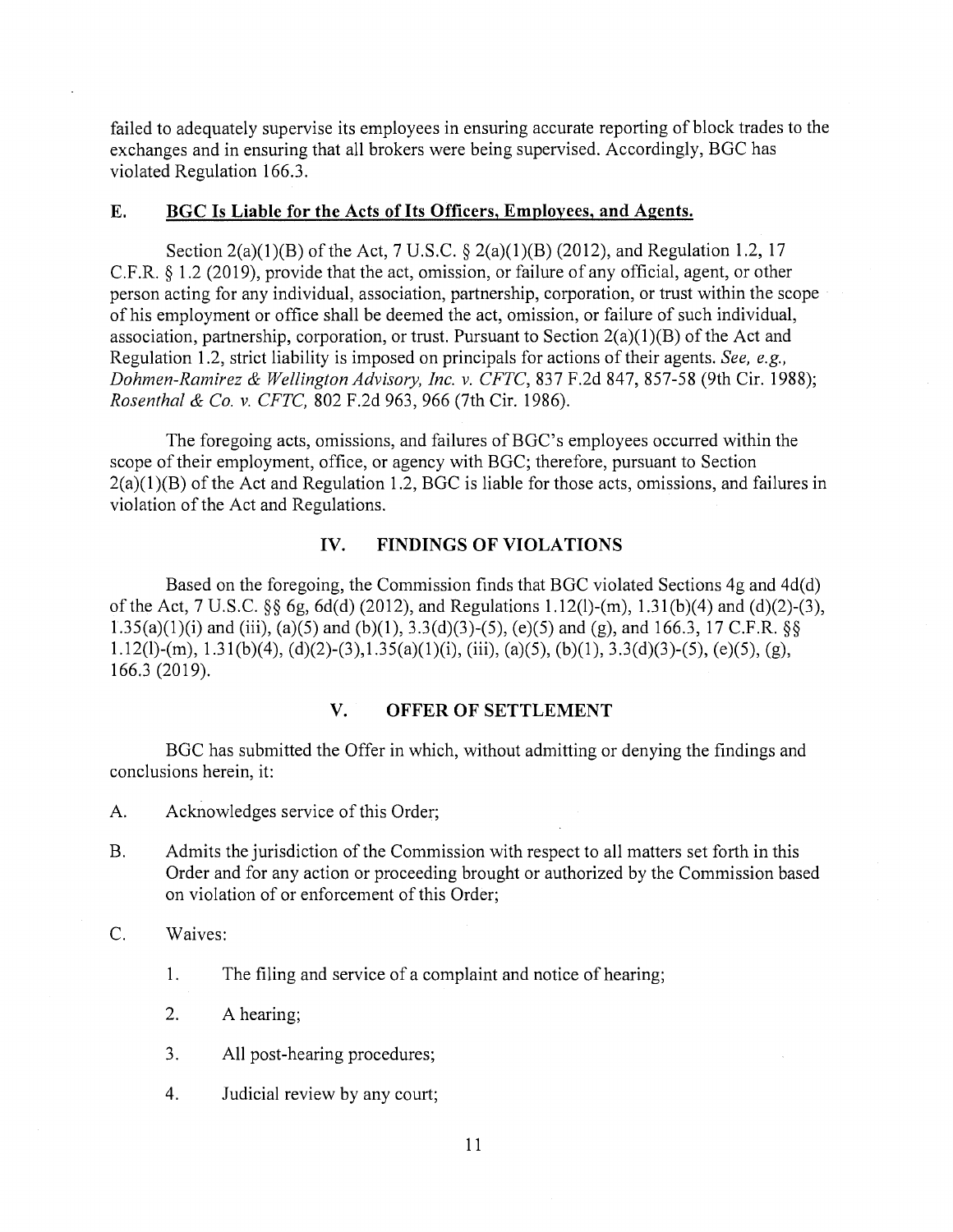failed to adequately supervise its employees in ensuring accurate reporting of block trades to the exchanges and in ensuring that all brokers were being supervised. Accordingly, BGC has violated Regulation 166.3.

### E. BGC Is Liable for the Acts of Its Officers, Employees, and Agents.

Section 2(a)(1)(B) of the Act, 7 U.S.C. § 2(a)(1)(B) (2012), and Regulation 1.2, 17 C.F.R. § 1.2 (2019), provide that the act, omission, or failure of any official, agent, or other person acting for any individual, association, partnership, corporation, or trust within the scope of his employment or office shall be deemed the act, omission, or failure of such individual, association, partnership, corporation, or trust. Pursuant to Section 2(a)(1)(B) of the Act and Regulation 1.2, strict liability is imposed on principals for actions of their agents. *See, e.g., Dohmen-Ramirez & Wellington Advisory, Inc. v. CFTC*, 837 F.2d 847, 857-58 (9th Cir. 1988); *Rosenthal & Co. v. CFTC*, 802 F.2d 963, 966 (7th Cir. 1986).

The foregoing acts, omissions, and failures of BGC's employees occurred within the scope of their employment, office, or agency with BGC; therefore, pursuant to Section 2(a)(1)(B) of the Act and Regulation 1.2, BGC is liable for those acts, omissions, and failures in violation of the Act and Regulations.

## IV. FINDINGS OF VIOLATIONS

Based on the foregoing, the Commission finds that BGC violated Sections 4g and 4d(d) of the Act, 7 U.S.C. §§ 6g, 6d(d) (2012), and Regulations 1.12(l)-(m), 1.31(b)(4) and (d)(2)-(3), 1.35(a)(1)(i) and (iii), (a)(5) and (b)(1), 3.3(d)(3)-(5), (e)(5) and (g), and 166.3, 17 C.F.R. §§ 1.12(l)-(m), 1.31(b)(4), (d)(2)-(3),1.35(a)(1)(i), (iii), (a)(5), (b)(1), 3.3(d)(3)-(5), (e)(5), (g), 166.3 (2019).

## V. OFFER OF SETTLEMENT

BGC has submitted the Offer in which, without admitting or denying the findings and conclusions herein, it:

A. Acknowledges service of this Order;

B. Admits the jurisdiction of the Commission with respect to all matters set forth in this Order and for any action or proceeding brought or authorized by the Commission based on violation of or enforcement of this Order;

C. Waives:

1. The filing and service of a complaint and notice of hearing;
2. A hearing;
3. All post-hearing procedures;
4. Judicial review by any court;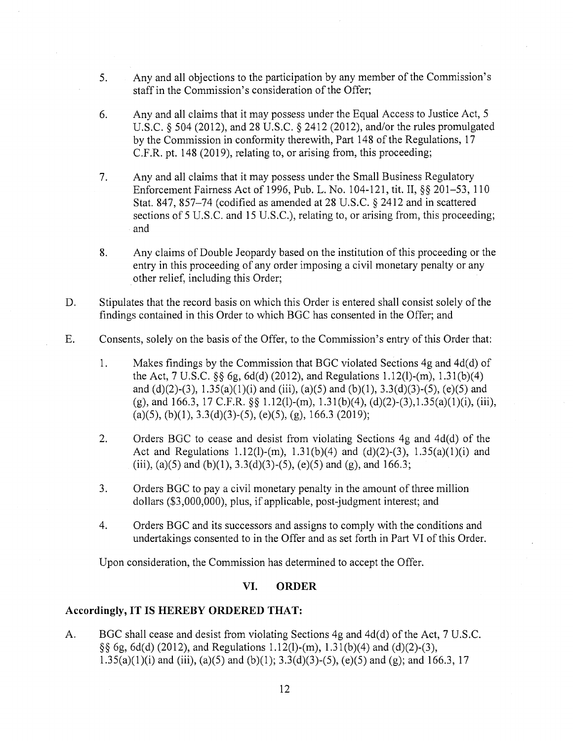5. Any and all objections to the participation by any member of the Commission's staff in the Commission's consideration of the Offer;

6. Any and all claims that it may possess under the Equal Access to Justice Act, 5 U.S.C. § 504 (2012), and 28 U.S.C. § 2412 (2012), and/or the rules promulgated by the Commission in conformity therewith, Part 148 of the Regulations, 17 C.F.R. pt. 148 (2019), relating to, or arising from, this proceeding;

7. Any and all claims that it may possess under the Small Business Regulatory Enforcement Fairness Act of 1996, Pub. L. No. 104-121, tit. II, §§ 201–53, 110 Stat. 847, 857–74 (codified as amended at 28 U.S.C. § 2412 and in scattered sections of 5 U.S.C. and 15 U.S.C.), relating to, or arising from, this proceeding; and

8. Any claims of Double Jeopardy based on the institution of this proceeding or the entry in this proceeding of any order imposing a civil monetary penalty or any other relief, including this Order;

D. Stipulates that the record basis on which this Order is entered shall consist solely of the findings contained in this Order to which BGC has consented in the Offer; and

E. Consents, solely on the basis of the Offer, to the Commission's entry of this Order that:

1. Makes findings by the Commission that BGC violated Sections 4g and 4d(d) of the Act, 7 U.S.C. §§ 6g, 6d(d) (2012), and Regulations 1.12(l)-(m), 1.31(b)(4) and (d)(2)-(3), 1.35(a)(1)(i) and (iii), (a)(5) and (b)(1), 3.3(d)(3)-(5), (e)(5) and (g), and 166.3, 17 C.F.R. §§ 1.12(l)-(m), 1.31(b)(4), (d)(2)-(3),1.35(a)(1)(i), (iii), (a)(5), (b)(1), 3.3(d)(3)-(5), (e)(5), (g), 166.3 (2019);

2. Orders BGC to cease and desist from violating Sections 4g and 4d(d) of the Act and Regulations 1.12(l)-(m), 1.31(b)(4) and (d)(2)-(3), 1.35(a)(1)(i) and (iii), (a)(5) and (b)(1), 3.3(d)(3)-(5), (e)(5) and (g), and 166.3;

3. Orders BGC to pay a civil monetary penalty in the amount of three million dollars ($3,000,000), plus, if applicable, post-judgment interest; and

4. Orders BGC and its successors and assigns to comply with the conditions and undertakings consented to in the Offer and as set forth in Part VI of this Order.

Upon consideration, the Commission has determined to accept the Offer.

## VI. ORDER

**Accordingly, IT IS HEREBY ORDERED THAT:**

A. BGC shall cease and desist from violating Sections 4g and 4d(d) of the Act, 7 U.S.C. §§ 6g, 6d(d) (2012), and Regulations 1.12(l)-(m), 1.31(b)(4) and (d)(2)-(3), 1.35(a)(1)(i) and (iii), (a)(5) and (b)(1); 3.3(d)(3)-(5), (e)(5) and (g); and 166.3, 17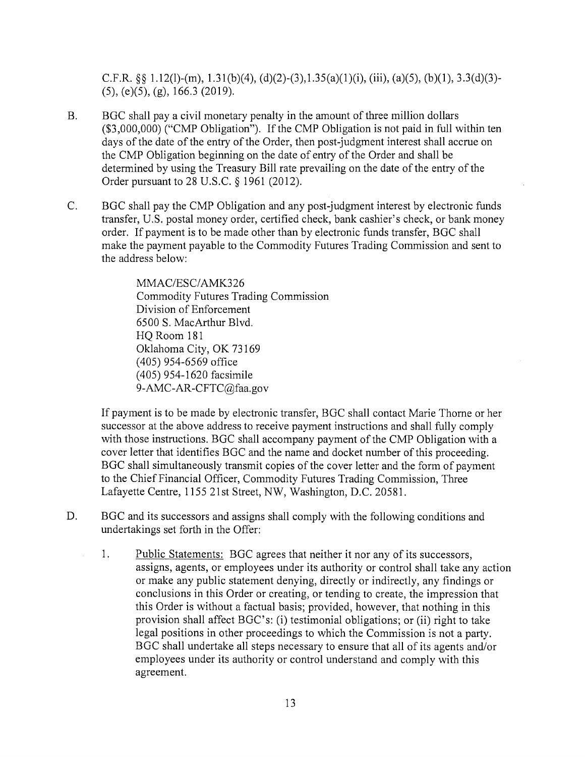C.F.R. §§ 1.12(l)-(m), 1.31(b)(4), (d)(2)-(3),1.35(a)(1)(i), (iii), (a)(5), (b)(1), 3.3(d)(3)-(5), (e)(5), (g), 166.3 (2019).

B. BGC shall pay a civil monetary penalty in the amount of three million dollars ($3,000,000) ("CMP Obligation"). If the CMP Obligation is not paid in full within ten days of the date of the entry of the Order, then post-judgment interest shall accrue on the CMP Obligation beginning on the date of entry of the Order and shall be determined by using the Treasury Bill rate prevailing on the date of the entry of the Order pursuant to 28 U.S.C. § 1961 (2012).

C. BGC shall pay the CMP Obligation and any post-judgment interest by electronic funds transfer, U.S. postal money order, certified check, bank cashier's check, or bank money order. If payment is to be made other than by electronic funds transfer, BGC shall make the payment payable to the Commodity Futures Trading Commission and sent to the address below:

> MMAC/ESC/AMK326
> Commodity Futures Trading Commission
> Division of Enforcement
> 6500 S. MacArthur Blvd.
> HQ Room 181
> Oklahoma City, OK 73169
> (405) 954-6569 office
> (405) 954-1620 facsimile
> 9-AMC-AR-CFTC@faa.gov

If payment is to be made by electronic transfer, BGC shall contact Marie Thorne or her successor at the above address to receive payment instructions and shall fully comply with those instructions. BGC shall accompany payment of the CMP Obligation with a cover letter that identifies BGC and the name and docket number of this proceeding. BGC shall simultaneously transmit copies of the cover letter and the form of payment to the Chief Financial Officer, Commodity Futures Trading Commission, Three Lafayette Centre, 1155 21st Street, NW, Washington, D.C. 20581.

D. BGC and its successors and assigns shall comply with the following conditions and undertakings set forth in the Offer:

1. Public Statements: BGC agrees that neither it nor any of its successors, assigns, agents, or employees under its authority or control shall take any action or make any public statement denying, directly or indirectly, any findings or conclusions in this Order or creating, or tending to create, the impression that this Order is without a factual basis; provided, however, that nothing in this provision shall affect BGC's: (i) testimonial obligations; or (ii) right to take legal positions in other proceedings to which the Commission is not a party. BGC shall undertake all steps necessary to ensure that all of its agents and/or employees under its authority or control understand and comply with this agreement.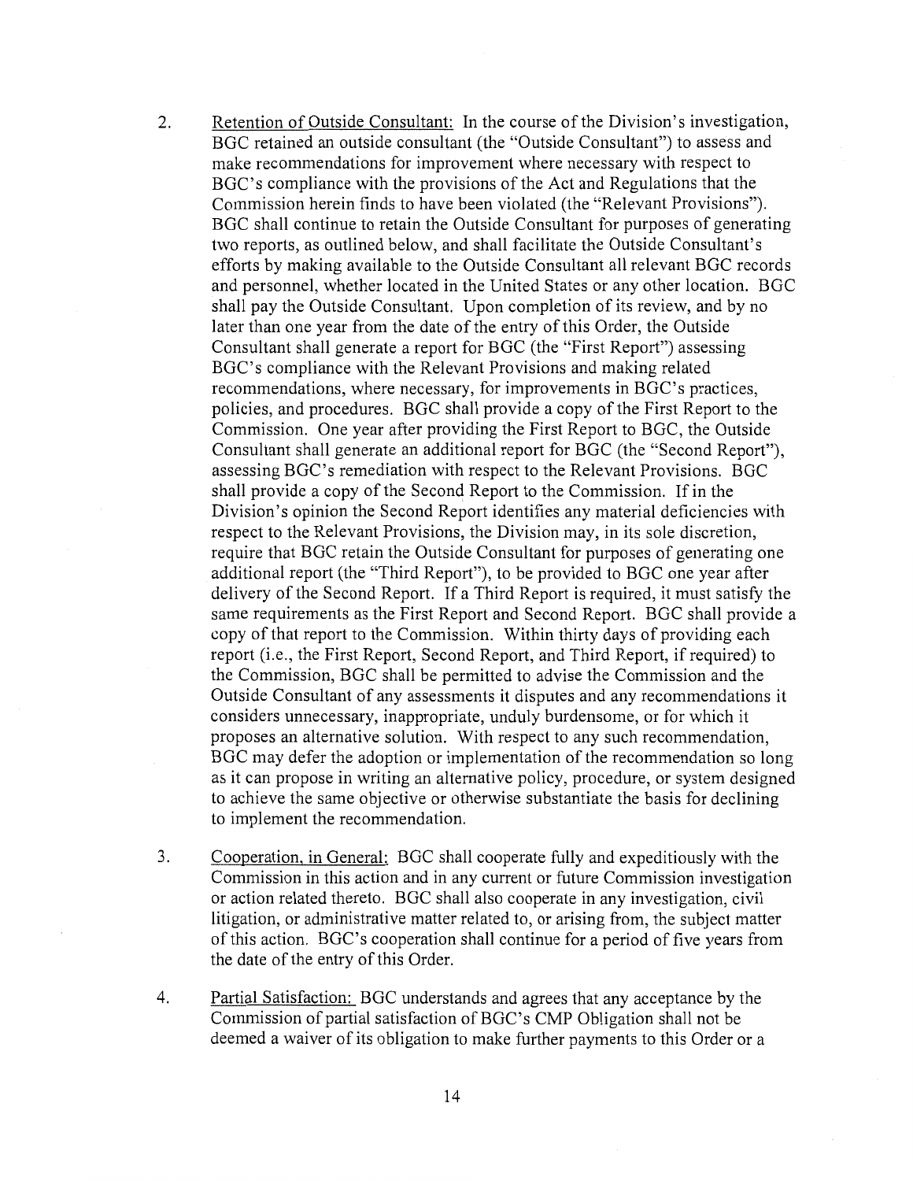2. Retention of Outside Consultant: In the course of the Division's investigation, BGC retained an outside consultant (the "Outside Consultant") to assess and make recommendations for improvement where necessary with respect to BGC's compliance with the provisions of the Act and Regulations that the Commission herein finds to have been violated (the "Relevant Provisions"). BGC shall continue to retain the Outside Consultant for purposes of generating two reports, as outlined below, and shall facilitate the Outside Consultant's efforts by making available to the Outside Consultant all relevant BGC records and personnel, whether located in the United States or any other location. BGC shall pay the Outside Consultant. Upon completion of its review, and by no later than one year from the date of the entry of this Order, the Outside Consultant shall generate a report for BGC (the "First Report") assessing BGC's compliance with the Relevant Provisions and making related recommendations, where necessary, for improvements in BGC's practices, policies, and procedures. BGC shall provide a copy of the First Report to the Commission. One year after providing the First Report to BGC, the Outside Consultant shall generate an additional report for BGC (the "Second Report"), assessing BGC's remediation with respect to the Relevant Provisions. BGC shall provide a copy of the Second Report to the Commission. If in the Division's opinion the Second Report identifies any material deficiencies with respect to the Relevant Provisions, the Division may, in its sole discretion, require that BGC retain the Outside Consultant for purposes of generating one additional report (the "Third Report"), to be provided to BGC one year after delivery of the Second Report. If a Third Report is required, it must satisfy the same requirements as the First Report and Second Report. BGC shall provide a copy of that report to the Commission. Within thirty days of providing each report (i.e., the First Report, Second Report, and Third Report, if required) to the Commission, BGC shall be permitted to advise the Commission and the Outside Consultant of any assessments it disputes and any recommendations it considers unnecessary, inappropriate, unduly burdensome, or for which it proposes an alternative solution. With respect to any such recommendation, BGC may defer the adoption or implementation of the recommendation so long as it can propose in writing an alternative policy, procedure, or system designed to achieve the same objective or otherwise substantiate the basis for declining to implement the recommendation.

3. Cooperation, in General: BGC shall cooperate fully and expeditiously with the Commission in this action and in any current or future Commission investigation or action related thereto. BGC shall also cooperate in any investigation, civil litigation, or administrative matter related to, or arising from, the subject matter of this action. BGC's cooperation shall continue for a period of five years from the date of the entry of this Order.

4. Partial Satisfaction: BGC understands and agrees that any acceptance by the Commission of partial satisfaction of BGC's CMP Obligation shall not be deemed a waiver of its obligation to make further payments to this Order or a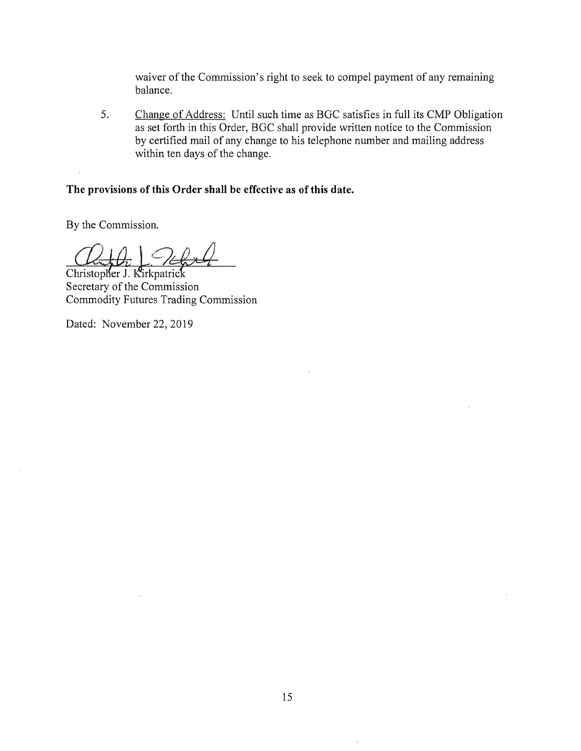waiver of the Commission's right to seek to compel payment of any remaining balance.

5. Change of Address: Until such time as BGC satisfies in full its CMP Obligation as set forth in this Order, BGC shall provide written notice to the Commission by certified mail of any change to his telephone number and mailing address within ten days of the change.

**The provisions of this Order shall be effective as of this date.**

By the Commission.

Christopher J. Kirkpatrick
Secretary of the Commission
Commodity Futures Trading Commission

Dated: November 22, 2019